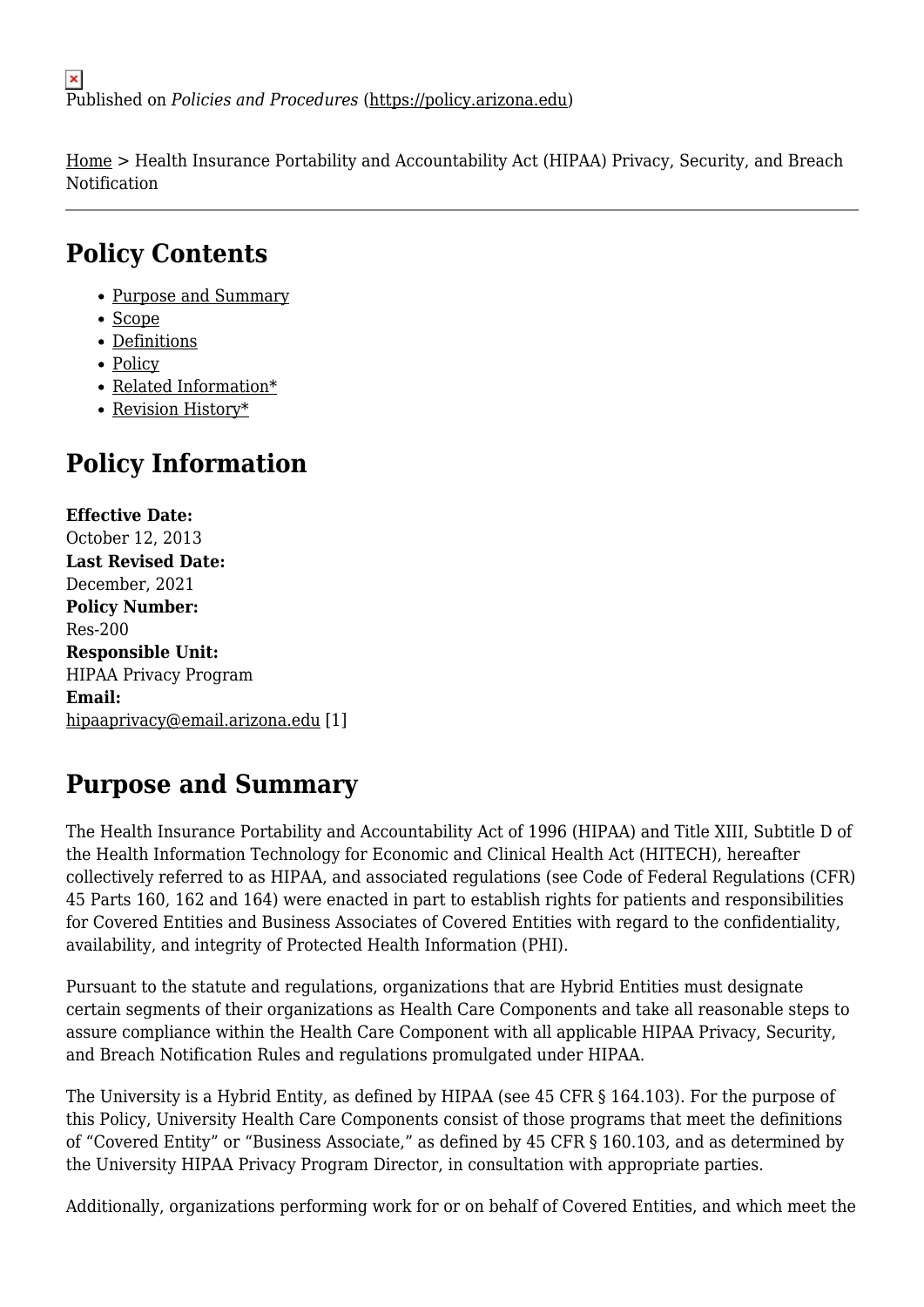Published on *Policies and Procedures* (https://policy.arizona.edu)

Home > Health Insurance Portability and Accountability Act (HIPAA) Privacy, Security, and Breach Notification

## Policy Contents

- Purpose and Summary
- Scope
- Definitions
- Policy
- Related Information*
- Revision History*

## Policy Information

**Effective Date:**
October 12, 2013
**Last Revised Date:**
December, 2021
**Policy Number:**
Res-200
**Responsible Unit:**
HIPAA Privacy Program
**Email:**
hipaaprivacy@email.arizona.edu [1]

## Purpose and Summary

The Health Insurance Portability and Accountability Act of 1996 (HIPAA) and Title XIII, Subtitle D of the Health Information Technology for Economic and Clinical Health Act (HITECH), hereafter collectively referred to as HIPAA, and associated regulations (see Code of Federal Regulations (CFR) 45 Parts 160, 162 and 164) were enacted in part to establish rights for patients and responsibilities for Covered Entities and Business Associates of Covered Entities with regard to the confidentiality, availability, and integrity of Protected Health Information (PHI).

Pursuant to the statute and regulations, organizations that are Hybrid Entities must designate certain segments of their organizations as Health Care Components and take all reasonable steps to assure compliance within the Health Care Component with all applicable HIPAA Privacy, Security, and Breach Notification Rules and regulations promulgated under HIPAA.

The University is a Hybrid Entity, as defined by HIPAA (see 45 CFR § 164.103). For the purpose of this Policy, University Health Care Components consist of those programs that meet the definitions of "Covered Entity" or "Business Associate," as defined by 45 CFR § 160.103, and as determined by the University HIPAA Privacy Program Director, in consultation with appropriate parties.

Additionally, organizations performing work for or on behalf of Covered Entities, and which meet the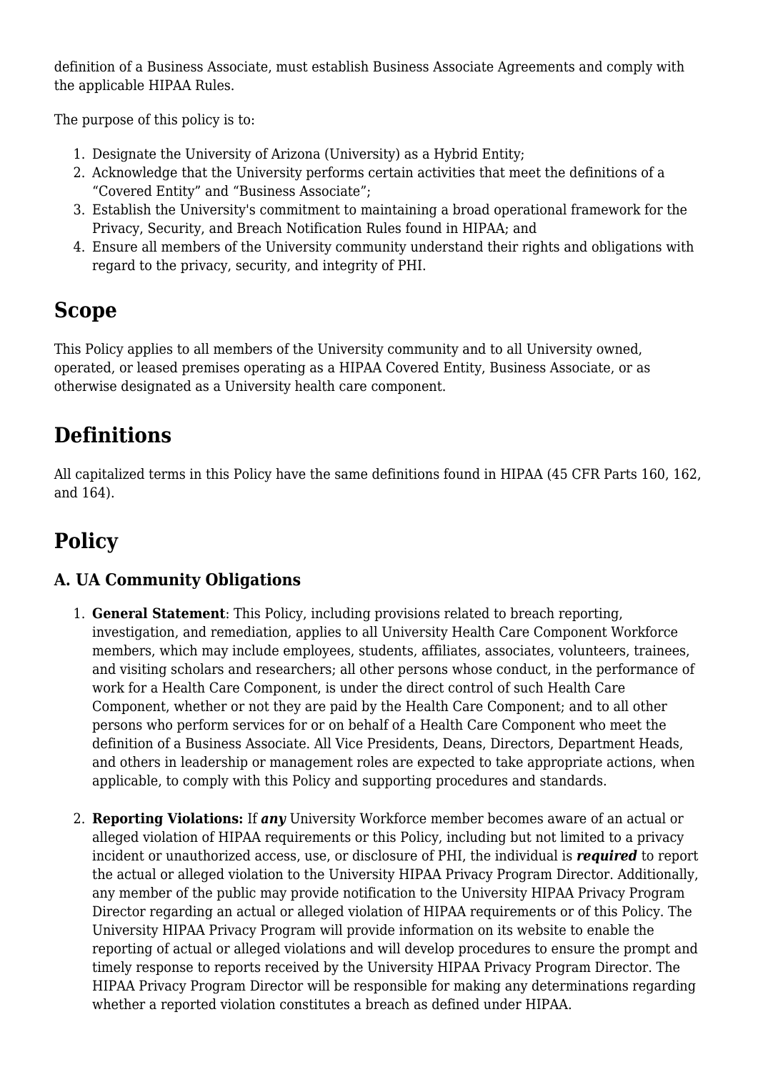definition of a Business Associate, must establish Business Associate Agreements and comply with the applicable HIPAA Rules.

The purpose of this policy is to:

1. Designate the University of Arizona (University) as a Hybrid Entity;
2. Acknowledge that the University performs certain activities that meet the definitions of a "Covered Entity" and "Business Associate";
3. Establish the University's commitment to maintaining a broad operational framework for the Privacy, Security, and Breach Notification Rules found in HIPAA; and
4. Ensure all members of the University community understand their rights and obligations with regard to the privacy, security, and integrity of PHI.

## Scope

This Policy applies to all members of the University community and to all University owned, operated, or leased premises operating as a HIPAA Covered Entity, Business Associate, or as otherwise designated as a University health care component.

## Definitions

All capitalized terms in this Policy have the same definitions found in HIPAA (45 CFR Parts 160, 162, and 164).

## Policy

### A. UA Community Obligations

1. **General Statement**: This Policy, including provisions related to breach reporting, investigation, and remediation, applies to all University Health Care Component Workforce members, which may include employees, students, affiliates, associates, volunteers, trainees, and visiting scholars and researchers; all other persons whose conduct, in the performance of work for a Health Care Component, is under the direct control of such Health Care Component, whether or not they are paid by the Health Care Component; and to all other persons who perform services for or on behalf of a Health Care Component who meet the definition of a Business Associate. All Vice Presidents, Deans, Directors, Department Heads, and others in leadership or management roles are expected to take appropriate actions, when applicable, to comply with this Policy and supporting procedures and standards.

2. **Reporting Violations:** If ***any*** University Workforce member becomes aware of an actual or alleged violation of HIPAA requirements or this Policy, including but not limited to a privacy incident or unauthorized access, use, or disclosure of PHI, the individual is ***required*** to report the actual or alleged violation to the University HIPAA Privacy Program Director. Additionally, any member of the public may provide notification to the University HIPAA Privacy Program Director regarding an actual or alleged violation of HIPAA requirements or of this Policy. The University HIPAA Privacy Program will provide information on its website to enable the reporting of actual or alleged violations and will develop procedures to ensure the prompt and timely response to reports received by the University HIPAA Privacy Program Director. The HIPAA Privacy Program Director will be responsible for making any determinations regarding whether a reported violation constitutes a breach as defined under HIPAA.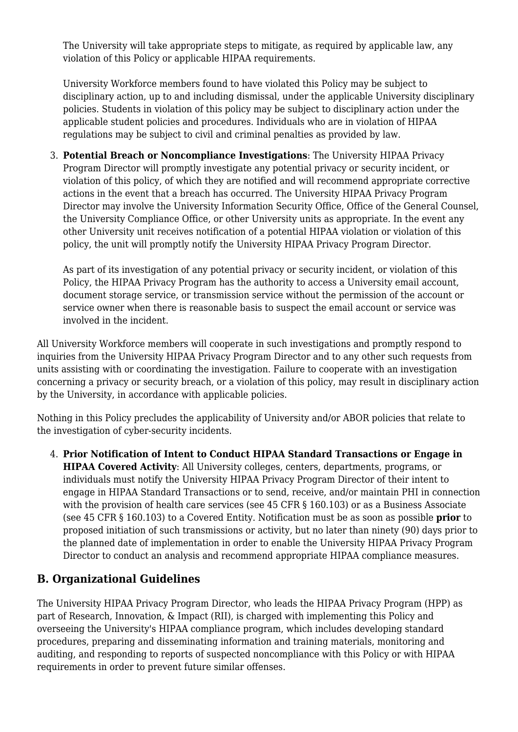The University will take appropriate steps to mitigate, as required by applicable law, any violation of this Policy or applicable HIPAA requirements.

University Workforce members found to have violated this Policy may be subject to disciplinary action, up to and including dismissal, under the applicable University disciplinary policies. Students in violation of this policy may be subject to disciplinary action under the applicable student policies and procedures. Individuals who are in violation of HIPAA regulations may be subject to civil and criminal penalties as provided by law.

3. **Potential Breach or Noncompliance Investigations**: The University HIPAA Privacy Program Director will promptly investigate any potential privacy or security incident, or violation of this policy, of which they are notified and will recommend appropriate corrective actions in the event that a breach has occurred. The University HIPAA Privacy Program Director may involve the University Information Security Office, Office of the General Counsel, the University Compliance Office, or other University units as appropriate. In the event any other University unit receives notification of a potential HIPAA violation or violation of this policy, the unit will promptly notify the University HIPAA Privacy Program Director.

   As part of its investigation of any potential privacy or security incident, or violation of this Policy, the HIPAA Privacy Program has the authority to access a University email account, document storage service, or transmission service without the permission of the account or service owner when there is reasonable basis to suspect the email account or service was involved in the incident.

All University Workforce members will cooperate in such investigations and promptly respond to inquiries from the University HIPAA Privacy Program Director and to any other such requests from units assisting with or coordinating the investigation. Failure to cooperate with an investigation concerning a privacy or security breach, or a violation of this policy, may result in disciplinary action by the University, in accordance with applicable policies.

Nothing in this Policy precludes the applicability of University and/or ABOR policies that relate to the investigation of cyber-security incidents.

4. **Prior Notification of Intent to Conduct HIPAA Standard Transactions or Engage in HIPAA Covered Activity**: All University colleges, centers, departments, programs, or individuals must notify the University HIPAA Privacy Program Director of their intent to engage in HIPAA Standard Transactions or to send, receive, and/or maintain PHI in connection with the provision of health care services (see 45 CFR § 160.103) or as a Business Associate (see 45 CFR § 160.103) to a Covered Entity. Notification must be as soon as possible **prior** to proposed initiation of such transmissions or activity, but no later than ninety (90) days prior to the planned date of implementation in order to enable the University HIPAA Privacy Program Director to conduct an analysis and recommend appropriate HIPAA compliance measures.

## B. Organizational Guidelines

The University HIPAA Privacy Program Director, who leads the HIPAA Privacy Program (HPP) as part of Research, Innovation, & Impact (RII), is charged with implementing this Policy and overseeing the University's HIPAA compliance program, which includes developing standard procedures, preparing and disseminating information and training materials, monitoring and auditing, and responding to reports of suspected noncompliance with this Policy or with HIPAA requirements in order to prevent future similar offenses.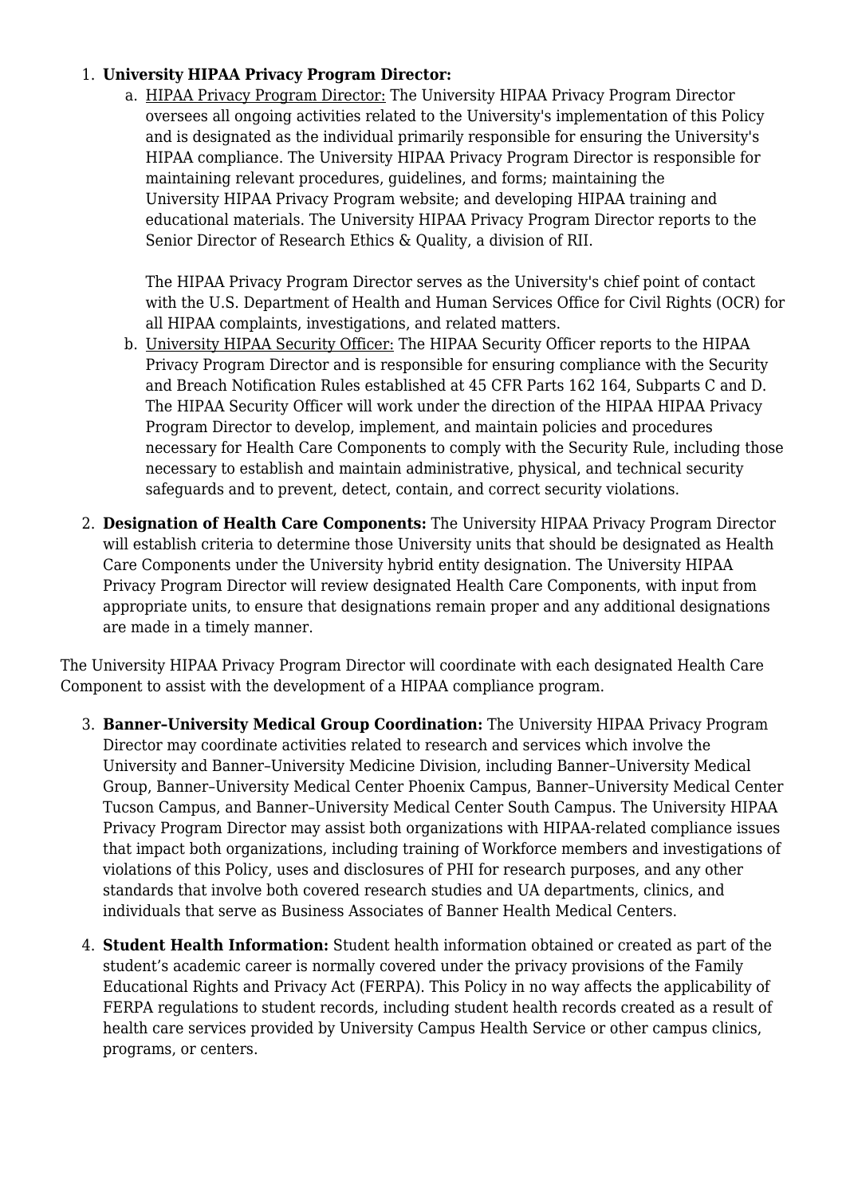1. **University HIPAA Privacy Program Director:**
    a. <u>HIPAA Privacy Program Director:</u> The University HIPAA Privacy Program Director oversees all ongoing activities related to the University's implementation of this Policy and is designated as the individual primarily responsible for ensuring the University's HIPAA compliance. The University HIPAA Privacy Program Director is responsible for maintaining relevant procedures, guidelines, and forms; maintaining the University HIPAA Privacy Program website; and developing HIPAA training and educational materials. The University HIPAA Privacy Program Director reports to the Senior Director of Research Ethics & Quality, a division of RII.

       The HIPAA Privacy Program Director serves as the University's chief point of contact with the U.S. Department of Health and Human Services Office for Civil Rights (OCR) for all HIPAA complaints, investigations, and related matters.
    b. <u>University HIPAA Security Officer:</u> The HIPAA Security Officer reports to the HIPAA Privacy Program Director and is responsible for ensuring compliance with the Security and Breach Notification Rules established at 45 CFR Parts 162 164, Subparts C and D. The HIPAA Security Officer will work under the direction of the HIPAA HIPAA Privacy Program Director to develop, implement, and maintain policies and procedures necessary for Health Care Components to comply with the Security Rule, including those necessary to establish and maintain administrative, physical, and technical security safeguards and to prevent, detect, contain, and correct security violations.
2. **Designation of Health Care Components:** The University HIPAA Privacy Program Director will establish criteria to determine those University units that should be designated as Health Care Components under the University hybrid entity designation. The University HIPAA Privacy Program Director will review designated Health Care Components, with input from appropriate units, to ensure that designations remain proper and any additional designations are made in a timely manner.

The University HIPAA Privacy Program Director will coordinate with each designated Health Care Component to assist with the development of a HIPAA compliance program.

3. **Banner–University Medical Group Coordination:** The University HIPAA Privacy Program Director may coordinate activities related to research and services which involve the University and Banner–University Medicine Division, including Banner–University Medical Group, Banner–University Medical Center Phoenix Campus, Banner–University Medical Center Tucson Campus, and Banner–University Medical Center South Campus. The University HIPAA Privacy Program Director may assist both organizations with HIPAA-related compliance issues that impact both organizations, including training of Workforce members and investigations of violations of this Policy, uses and disclosures of PHI for research purposes, and any other standards that involve both covered research studies and UA departments, clinics, and individuals that serve as Business Associates of Banner Health Medical Centers.
4. **Student Health Information:** Student health information obtained or created as part of the student's academic career is normally covered under the privacy provisions of the Family Educational Rights and Privacy Act (FERPA). This Policy in no way affects the applicability of FERPA regulations to student records, including student health records created as a result of health care services provided by University Campus Health Service or other campus clinics, programs, or centers.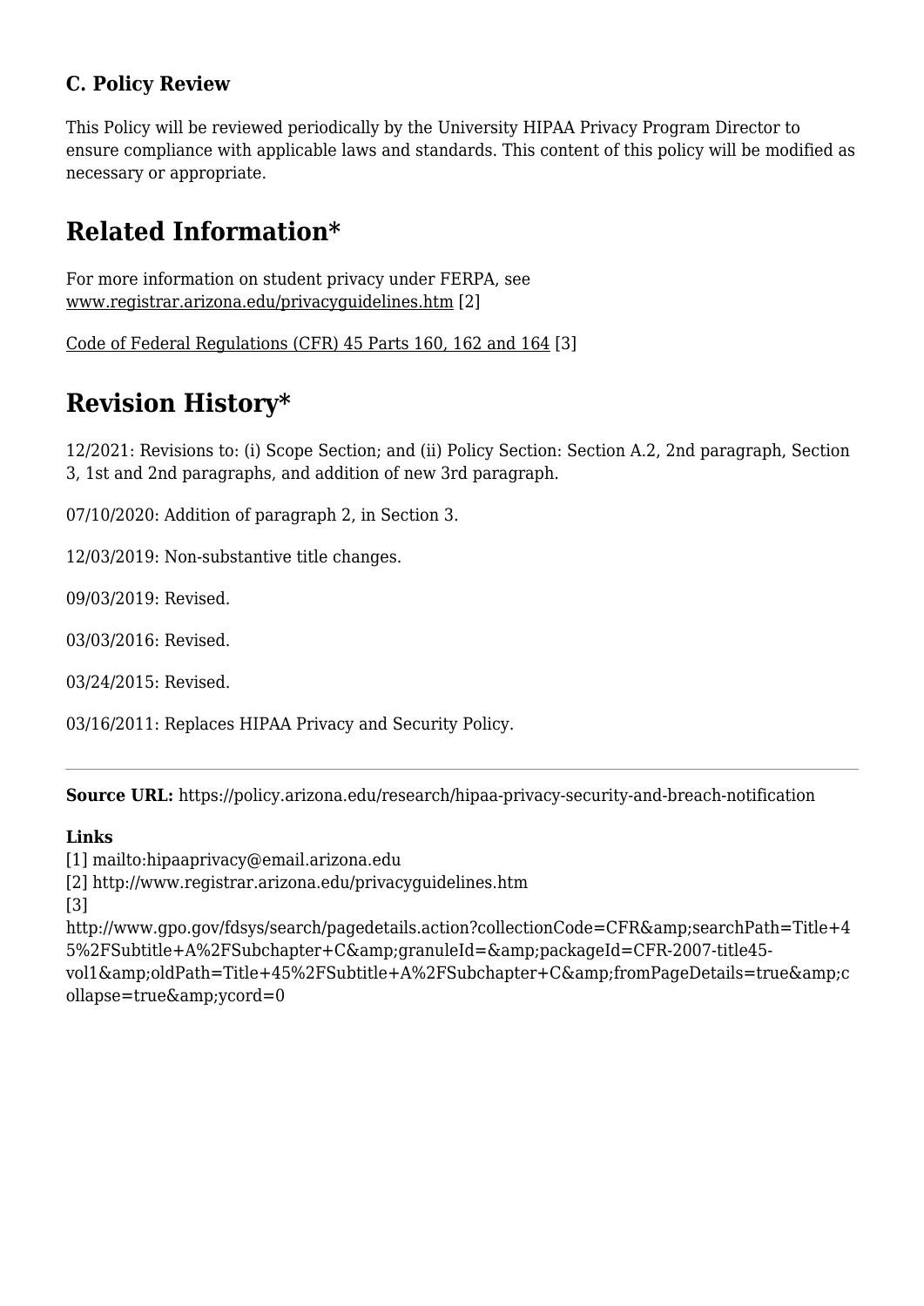### C. Policy Review

This Policy will be reviewed periodically by the University HIPAA Privacy Program Director to ensure compliance with applicable laws and standards. This content of this policy will be modified as necessary or appropriate.

## Related Information*

For more information on student privacy under FERPA, see www.registrar.arizona.edu/privacyguidelines.htm [2]

Code of Federal Regulations (CFR) 45 Parts 160, 162 and 164 [3]

## Revision History*

12/2021: Revisions to: (i) Scope Section; and (ii) Policy Section: Section A.2, 2nd paragraph, Section 3, 1st and 2nd paragraphs, and addition of new 3rd paragraph.

07/10/2020: Addition of paragraph 2, in Section 3.

12/03/2019: Non-substantive title changes.

09/03/2019: Revised.

03/03/2016: Revised.

03/24/2015: Revised.

03/16/2011: Replaces HIPAA Privacy and Security Policy.

---

**Source URL:** https://policy.arizona.edu/research/hipaa-privacy-security-and-breach-notification

**Links**
[1] mailto:hipaaprivacy@email.arizona.edu
[2] http://www.registrar.arizona.edu/privacyguidelines.htm
[3] http://www.gpo.gov/fdsys/search/pagedetails.action?collectionCode=CFR&amp;searchPath=Title+45%2FSubtitle+A%2FSubchapter+C&amp;granuleId=&amp;packageId=CFR-2007-title45-vol1&amp;oldPath=Title+45%2FSubtitle+A%2FSubchapter+C&amp;fromPageDetails=true&amp;collapse=true&amp;ycord=0